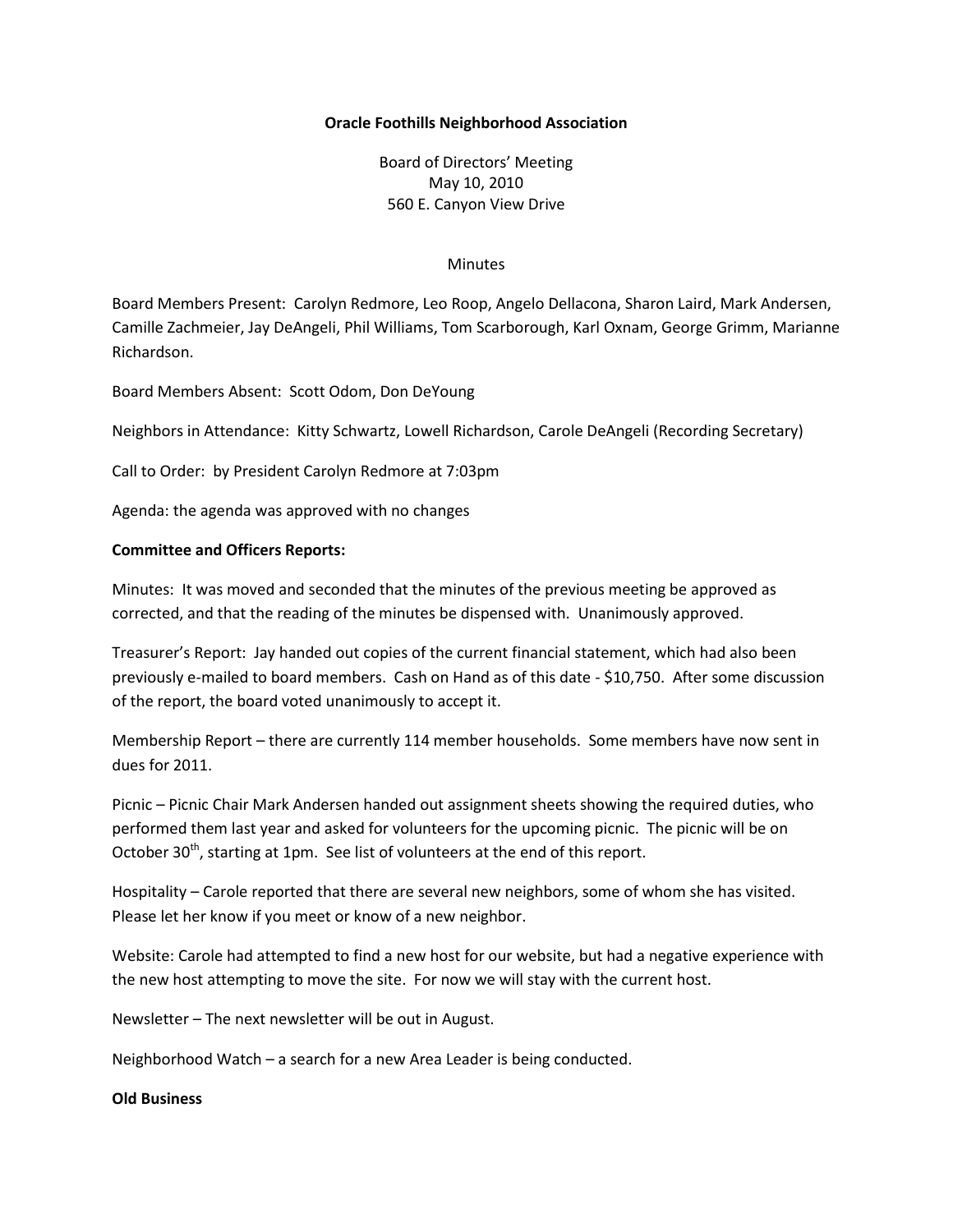**Oracle Foothills Neighborhood Association**

Board of Directors' Meeting
May 10, 2010
560 E. Canyon View Drive

Minutes

Board Members Present: Carolyn Redmore, Leo Roop, Angelo Dellacona, Sharon Laird, Mark Andersen, Camille Zachmeier, Jay DeAngeli, Phil Williams, Tom Scarborough, Karl Oxnam, George Grimm, Marianne Richardson.

Board Members Absent: Scott Odom, Don DeYoung

Neighbors in Attendance: Kitty Schwartz, Lowell Richardson, Carole DeAngeli (Recording Secretary)

Call to Order: by President Carolyn Redmore at 7:03pm

Agenda: the agenda was approved with no changes

**Committee and Officers Reports:**

Minutes: It was moved and seconded that the minutes of the previous meeting be approved as corrected, and that the reading of the minutes be dispensed with. Unanimously approved.

Treasurer's Report: Jay handed out copies of the current financial statement, which had also been previously e-mailed to board members. Cash on Hand as of this date - $10,750. After some discussion of the report, the board voted unanimously to accept it.

Membership Report – there are currently 114 member households. Some members have now sent in dues for 2011.

Picnic – Picnic Chair Mark Andersen handed out assignment sheets showing the required duties, who performed them last year and asked for volunteers for the upcoming picnic. The picnic will be on October 30th, starting at 1pm. See list of volunteers at the end of this report.

Hospitality – Carole reported that there are several new neighbors, some of whom she has visited. Please let her know if you meet or know of a new neighbor.

Website: Carole had attempted to find a new host for our website, but had a negative experience with the new host attempting to move the site. For now we will stay with the current host.

Newsletter – The next newsletter will be out in August.

Neighborhood Watch – a search for a new Area Leader is being conducted.

**Old Business**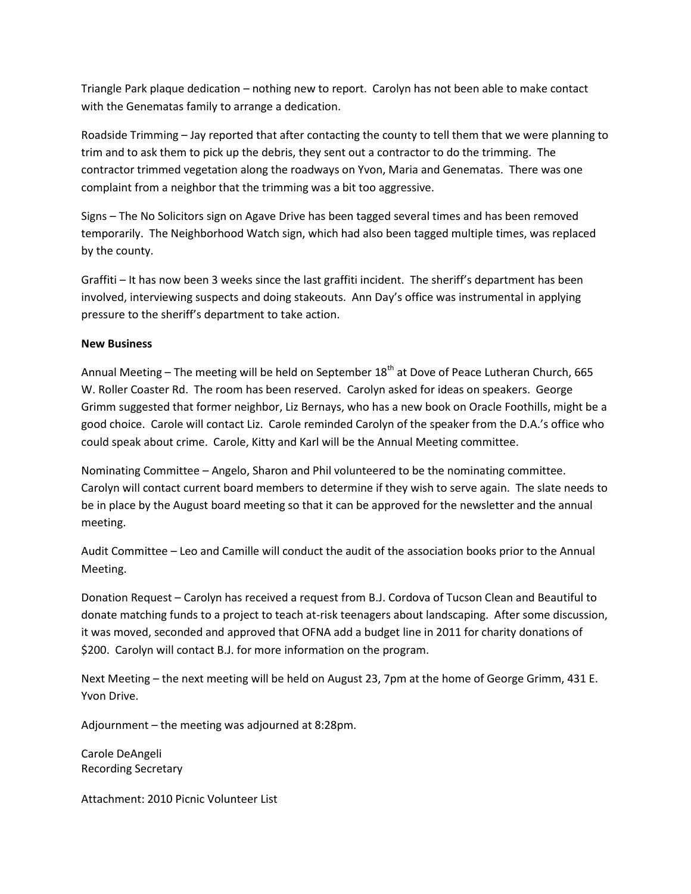Triangle Park plaque dedication – nothing new to report. Carolyn has not been able to make contact with the Genematas family to arrange a dedication.

Roadside Trimming – Jay reported that after contacting the county to tell them that we were planning to trim and to ask them to pick up the debris, they sent out a contractor to do the trimming. The contractor trimmed vegetation along the roadways on Yvon, Maria and Genematas. There was one complaint from a neighbor that the trimming was a bit too aggressive.

Signs – The No Solicitors sign on Agave Drive has been tagged several times and has been removed temporarily. The Neighborhood Watch sign, which had also been tagged multiple times, was replaced by the county.

Graffiti – It has now been 3 weeks since the last graffiti incident. The sheriff's department has been involved, interviewing suspects and doing stakeouts. Ann Day's office was instrumental in applying pressure to the sheriff's department to take action.

**New Business**

Annual Meeting – The meeting will be held on September 18th at Dove of Peace Lutheran Church, 665 W. Roller Coaster Rd. The room has been reserved. Carolyn asked for ideas on speakers. George Grimm suggested that former neighbor, Liz Bernays, who has a new book on Oracle Foothills, might be a good choice. Carole will contact Liz. Carole reminded Carolyn of the speaker from the D.A.'s office who could speak about crime. Carole, Kitty and Karl will be the Annual Meeting committee.

Nominating Committee – Angelo, Sharon and Phil volunteered to be the nominating committee. Carolyn will contact current board members to determine if they wish to serve again. The slate needs to be in place by the August board meeting so that it can be approved for the newsletter and the annual meeting.

Audit Committee – Leo and Camille will conduct the audit of the association books prior to the Annual Meeting.

Donation Request – Carolyn has received a request from B.J. Cordova of Tucson Clean and Beautiful to donate matching funds to a project to teach at-risk teenagers about landscaping. After some discussion, it was moved, seconded and approved that OFNA add a budget line in 2011 for charity donations of $200. Carolyn will contact B.J. for more information on the program.

Next Meeting – the next meeting will be held on August 23, 7pm at the home of George Grimm, 431 E. Yvon Drive.

Adjournment – the meeting was adjourned at 8:28pm.

Carole DeAngeli
Recording Secretary

Attachment: 2010 Picnic Volunteer List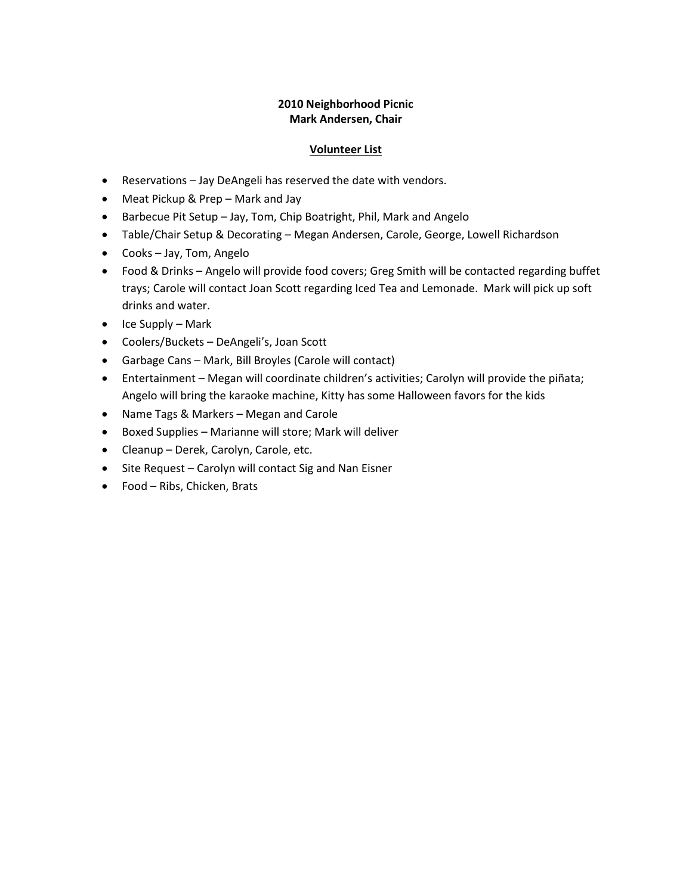**2010 Neighborhood Picnic**
**Mark Andersen, Chair**

**Volunteer List**

- Reservations – Jay DeAngeli has reserved the date with vendors.
- Meat Pickup & Prep – Mark and Jay
- Barbecue Pit Setup – Jay, Tom, Chip Boatright, Phil, Mark and Angelo
- Table/Chair Setup & Decorating – Megan Andersen, Carole, George, Lowell Richardson
- Cooks – Jay, Tom, Angelo
- Food & Drinks – Angelo will provide food covers; Greg Smith will be contacted regarding buffet trays; Carole will contact Joan Scott regarding Iced Tea and Lemonade. Mark will pick up soft drinks and water.
- Ice Supply – Mark
- Coolers/Buckets – DeAngeli's, Joan Scott
- Garbage Cans – Mark, Bill Broyles (Carole will contact)
- Entertainment – Megan will coordinate children's activities; Carolyn will provide the piñata; Angelo will bring the karaoke machine, Kitty has some Halloween favors for the kids
- Name Tags & Markers – Megan and Carole
- Boxed Supplies – Marianne will store; Mark will deliver
- Cleanup – Derek, Carolyn, Carole, etc.
- Site Request – Carolyn will contact Sig and Nan Eisner
- Food – Ribs, Chicken, Brats